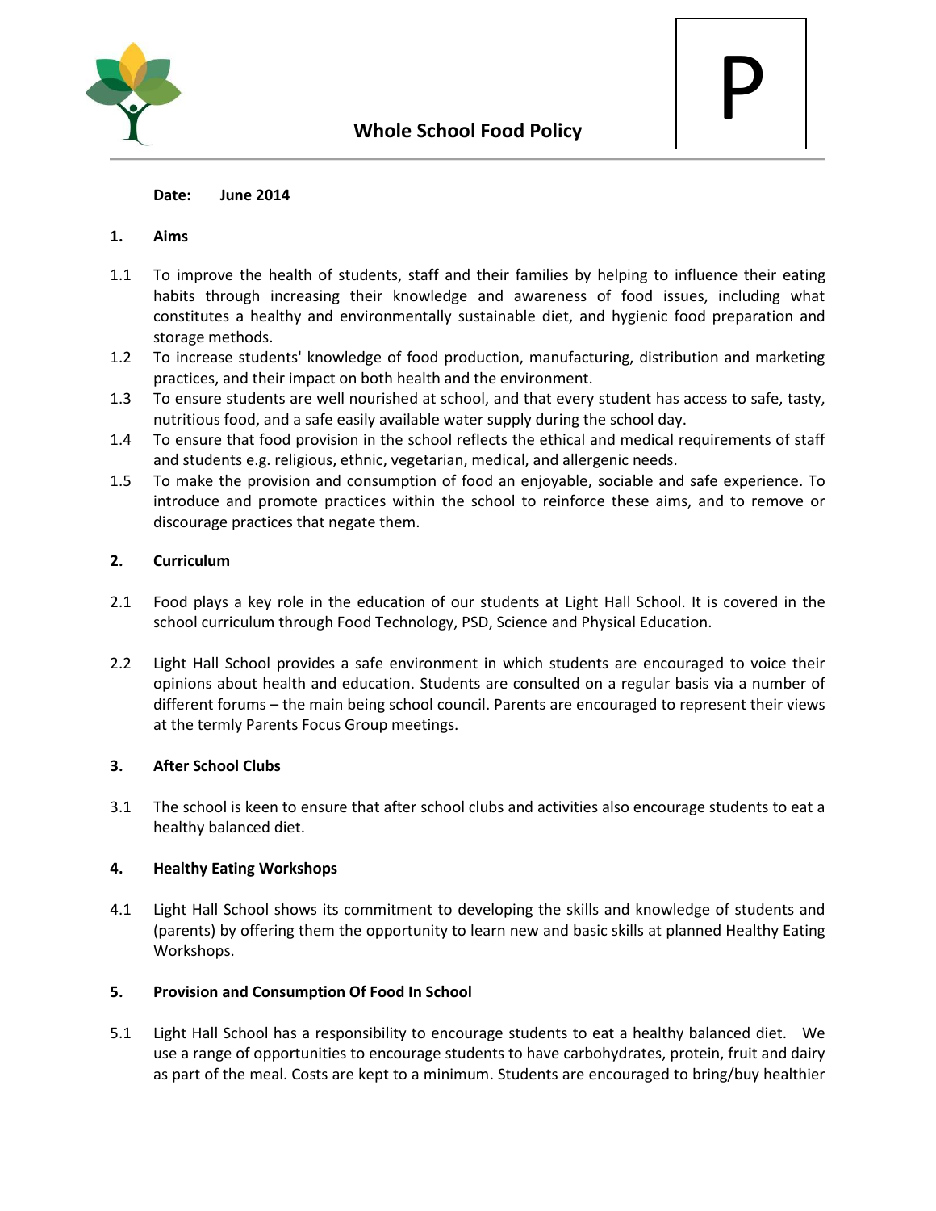# Whole School Food Policy

P

**Date: June 2014**

## 1. Aims

1.1 To improve the health of students, staff and their families by helping to influence their eating habits through increasing their knowledge and awareness of food issues, including what constitutes a healthy and environmentally sustainable diet, and hygienic food preparation and storage methods.

1.2 To increase students' knowledge of food production, manufacturing, distribution and marketing practices, and their impact on both health and the environment.

1.3 To ensure students are well nourished at school, and that every student has access to safe, tasty, nutritious food, and a safe easily available water supply during the school day.

1.4 To ensure that food provision in the school reflects the ethical and medical requirements of staff and students e.g. religious, ethnic, vegetarian, medical, and allergenic needs.

1.5 To make the provision and consumption of food an enjoyable, sociable and safe experience. To introduce and promote practices within the school to reinforce these aims, and to remove or discourage practices that negate them.

## 2. Curriculum

2.1 Food plays a key role in the education of our students at Light Hall School. It is covered in the school curriculum through Food Technology, PSD, Science and Physical Education.

2.2 Light Hall School provides a safe environment in which students are encouraged to voice their opinions about health and education. Students are consulted on a regular basis via a number of different forums – the main being school council. Parents are encouraged to represent their views at the termly Parents Focus Group meetings.

## 3. After School Clubs

3.1 The school is keen to ensure that after school clubs and activities also encourage students to eat a healthy balanced diet.

## 4. Healthy Eating Workshops

4.1 Light Hall School shows its commitment to developing the skills and knowledge of students and (parents) by offering them the opportunity to learn new and basic skills at planned Healthy Eating Workshops.

## 5. Provision and Consumption Of Food In School

5.1 Light Hall School has a responsibility to encourage students to eat a healthy balanced diet. We use a range of opportunities to encourage students to have carbohydrates, protein, fruit and dairy as part of the meal. Costs are kept to a minimum. Students are encouraged to bring/buy healthier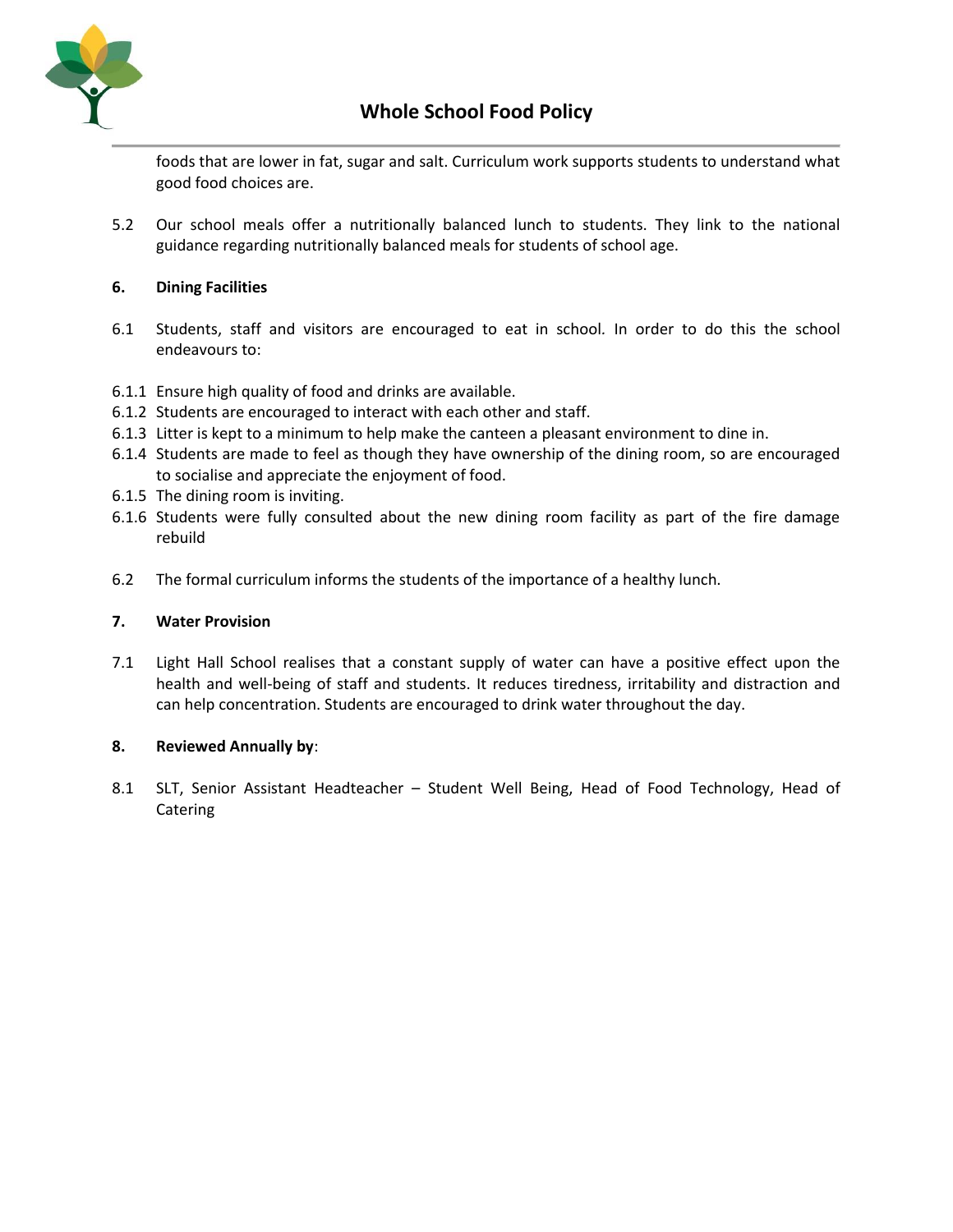foods that are lower in fat, sugar and salt. Curriculum work supports students to understand what good food choices are.

5.2 Our school meals offer a nutritionally balanced lunch to students. They link to the national guidance regarding nutritionally balanced meals for students of school age.

## 6. Dining Facilities

6.1 Students, staff and visitors are encouraged to eat in school. In order to do this the school endeavours to:

6.1.1 Ensure high quality of food and drinks are available.
6.1.2 Students are encouraged to interact with each other and staff.
6.1.3 Litter is kept to a minimum to help make the canteen a pleasant environment to dine in.
6.1.4 Students are made to feel as though they have ownership of the dining room, so are encouraged to socialise and appreciate the enjoyment of food.
6.1.5 The dining room is inviting.
6.1.6 Students were fully consulted about the new dining room facility as part of the fire damage rebuild

6.2 The formal curriculum informs the students of the importance of a healthy lunch.

## 7. Water Provision

7.1 Light Hall School realises that a constant supply of water can have a positive effect upon the health and well-being of staff and students. It reduces tiredness, irritability and distraction and can help concentration. Students are encouraged to drink water throughout the day.

## 8. Reviewed Annually by:

8.1 SLT, Senior Assistant Headteacher – Student Well Being, Head of Food Technology, Head of Catering